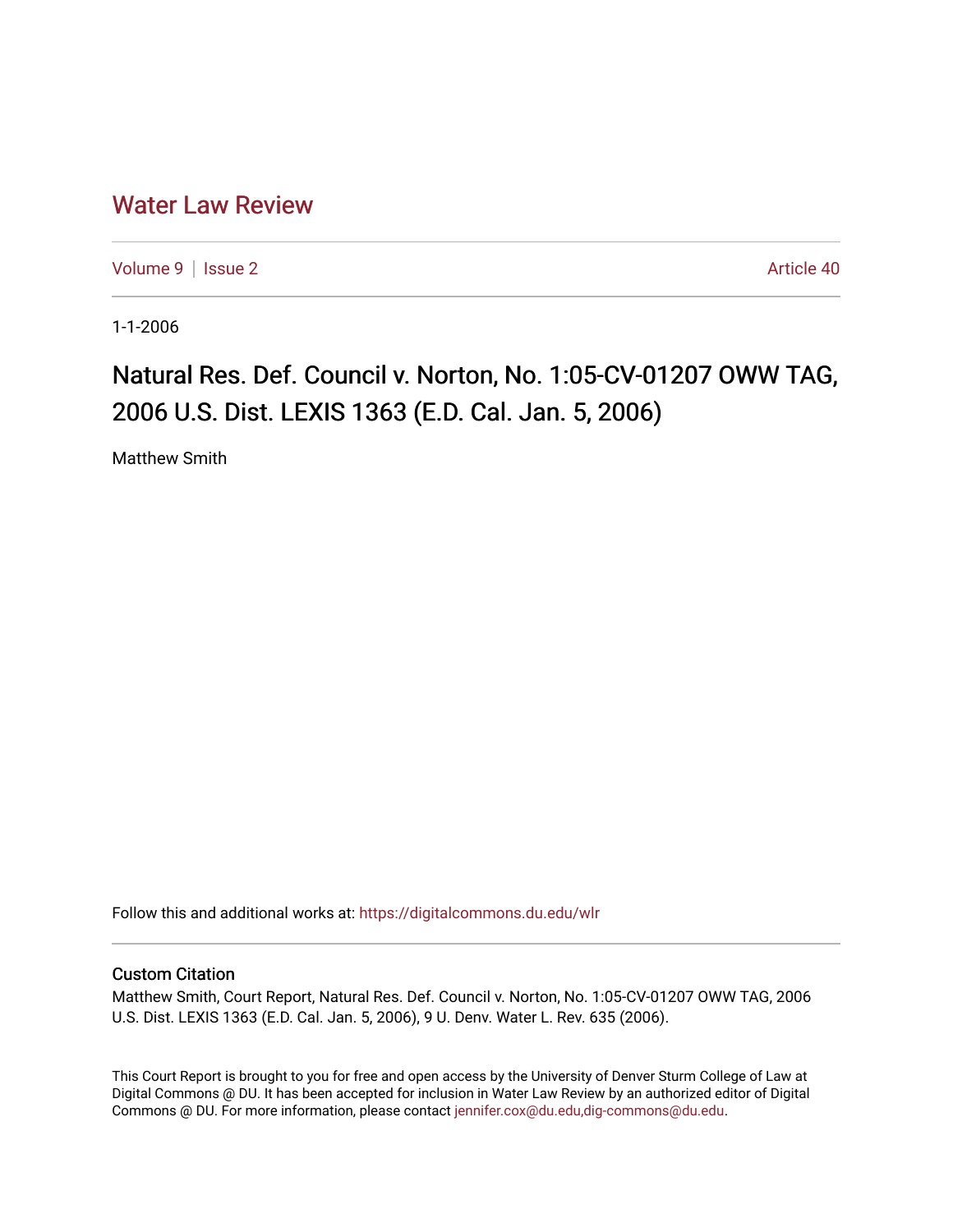# Water Law Review

Volume 9 | Issue 2 Article 40

1-1-2006

## Natural Res. Def. Council v. Norton, No. 1:05-CV-01207 OWW TAG, 2006 U.S. Dist. LEXIS 1363 (E.D. Cal. Jan. 5, 2006)

Matthew Smith

Follow this and additional works at: https://digitalcommons.du.edu/wlr

### Custom Citation

Matthew Smith, Court Report, Natural Res. Def. Council v. Norton, No. 1:05-CV-01207 OWW TAG, 2006 U.S. Dist. LEXIS 1363 (E.D. Cal. Jan. 5, 2006), 9 U. Denv. Water L. Rev. 635 (2006).

This Court Report is brought to you for free and open access by the University of Denver Sturm College of Law at Digital Commons @ DU. It has been accepted for inclusion in Water Law Review by an authorized editor of Digital Commons @ DU. For more information, please contact jennifer.cox@du.edu,dig-commons@du.edu.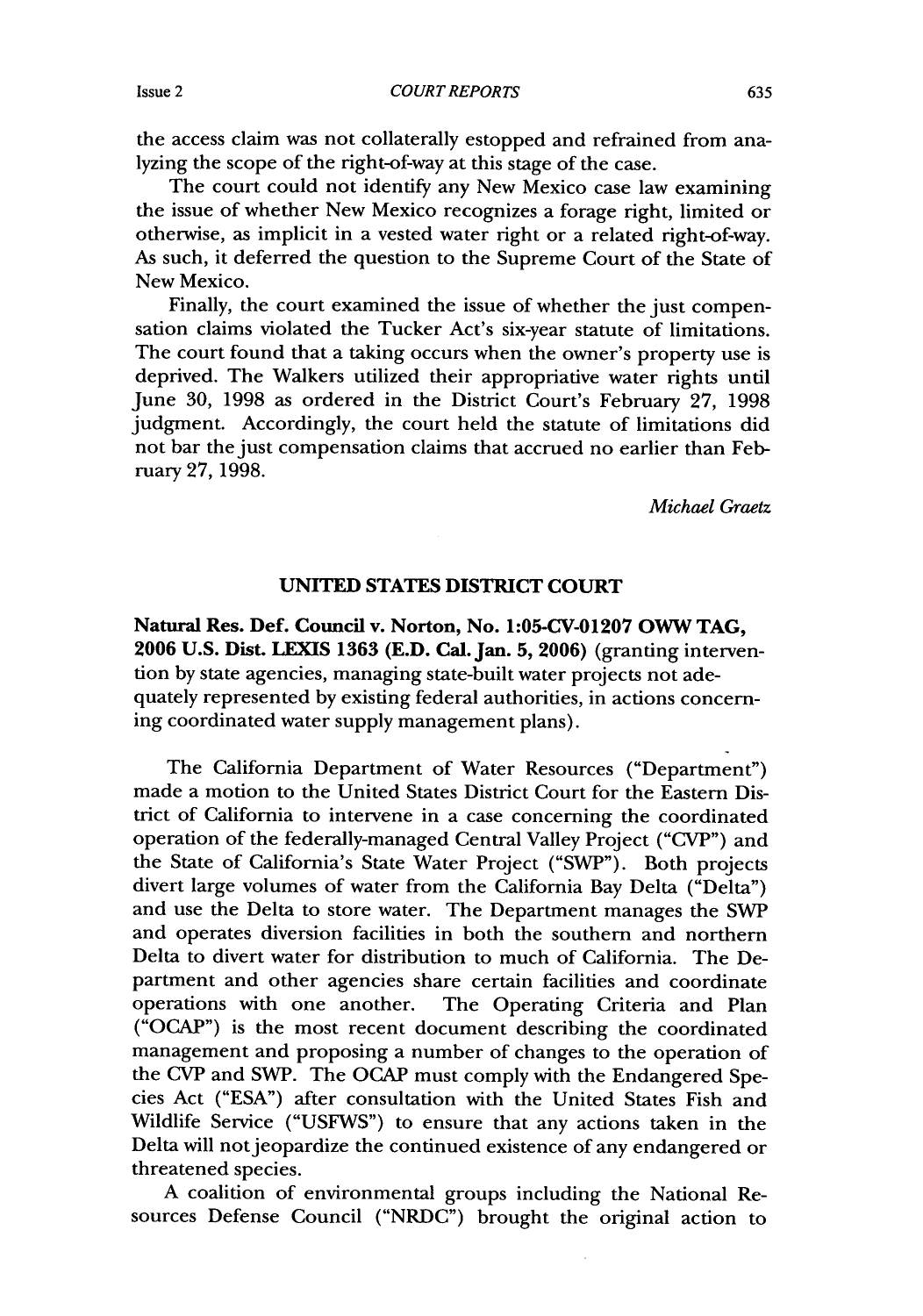the access claim was not collaterally estopped and refrained from analyzing the scope of the right-of-way at this stage of the case.

The court could not identify any New Mexico case law examining the issue of whether New Mexico recognizes a forage right, limited or otherwise, as implicit in a vested water right or a related right-of-way. As such, it deferred the question to the Supreme Court of the State of New Mexico.

Finally, the court examined the issue of whether the just compensation claims violated the Tucker Act's six-year statute of limitations. The court found that a taking occurs when the owner's property use is deprived. The Walkers utilized their appropriative water rights until June 30, 1998 as ordered in the District Court's February 27, 1998 judgment. Accordingly, the court held the statute of limitations did not bar the just compensation claims that accrued no earlier than February 27, 1998.

*Michael Graetz*

## UNITED STATES DISTRICT COURT

**Natural Res. Def. Council v. Norton, No. 1:05-CV-01207 OWW TAG, 2006 U.S. Dist. LEXIS 1363 (E.D. Cal. Jan. 5, 2006)** (granting intervention by state agencies, managing state-built water projects not adequately represented by existing federal authorities, in actions concerning coordinated water supply management plans).

The California Department of Water Resources ("Department") made a motion to the United States District Court for the Eastern District of California to intervene in a case concerning the coordinated operation of the federally-managed Central Valley Project ("CVP") and the State of California's State Water Project ("SWP"). Both projects divert large volumes of water from the California Bay Delta ("Delta") and use the Delta to store water. The Department manages the SWP and operates diversion facilities in both the southern and northern Delta to divert water for distribution to much of California. The Department and other agencies share certain facilities and coordinate operations with one another. The Operating Criteria and Plan ("OCAP") is the most recent document describing the coordinated management and proposing a number of changes to the operation of the CVP and SWP. The OCAP must comply with the Endangered Species Act ("ESA") after consultation with the United States Fish and Wildlife Service ("USFWS") to ensure that any actions taken in the Delta will not jeopardize the continued existence of any endangered or threatened species.

A coalition of environmental groups including the National Resources Defense Council ("NRDC") brought the original action to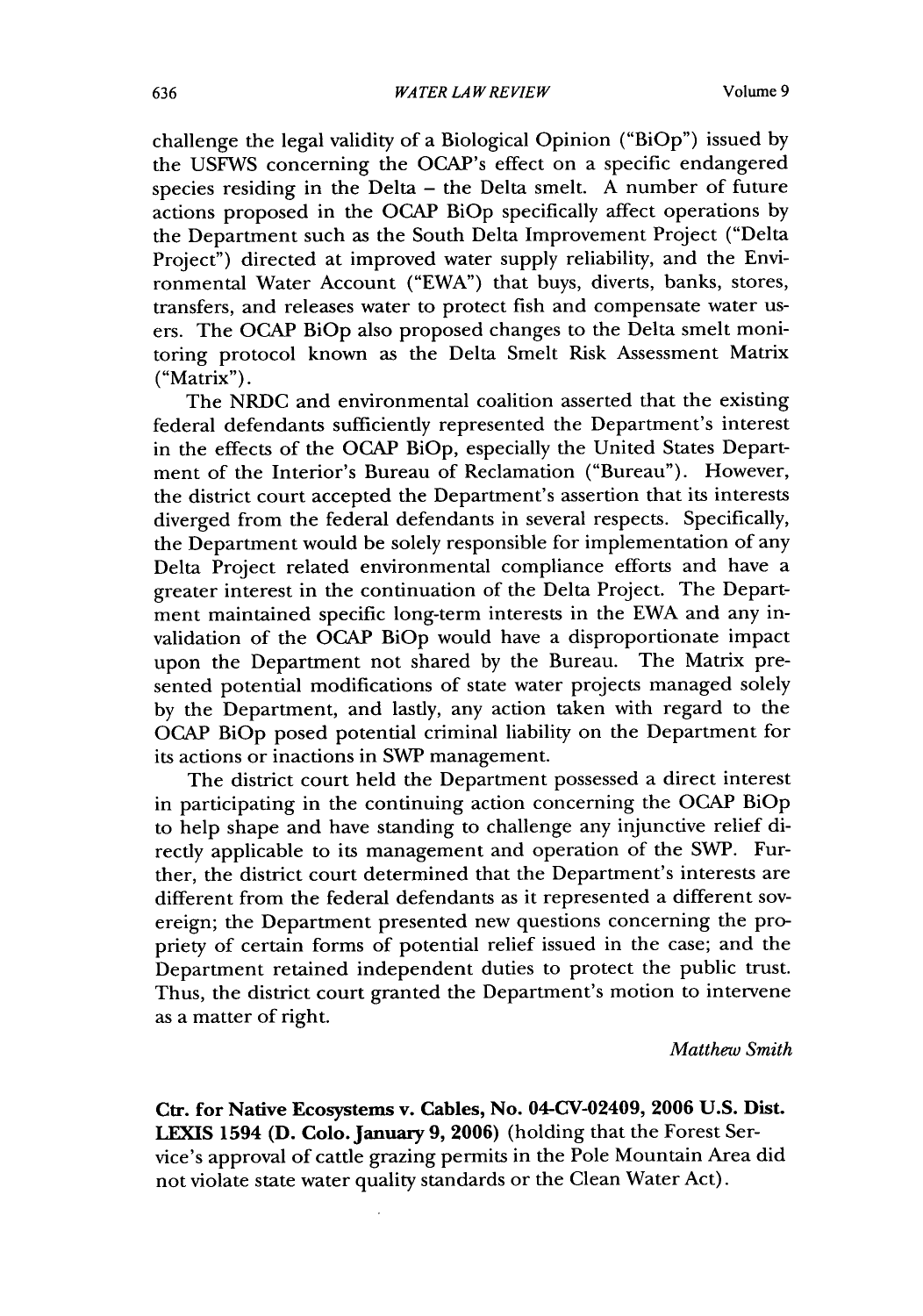challenge the legal validity of a Biological Opinion ("BiOp") issued by the USFWS concerning the OCAP's effect on a specific endangered species residing in the Delta – the Delta smelt. A number of future actions proposed in the OCAP BiOp specifically affect operations by the Department such as the South Delta Improvement Project ("Delta Project") directed at improved water supply reliability, and the Environmental Water Account ("EWA") that buys, diverts, banks, stores, transfers, and releases water to protect fish and compensate water users. The OCAP BiOp also proposed changes to the Delta smelt monitoring protocol known as the Delta Smelt Risk Assessment Matrix ("Matrix").

The NRDC and environmental coalition asserted that the existing federal defendants sufficiently represented the Department's interest in the effects of the OCAP BiOp, especially the United States Department of the Interior's Bureau of Reclamation ("Bureau"). However, the district court accepted the Department's assertion that its interests diverged from the federal defendants in several respects. Specifically, the Department would be solely responsible for implementation of any Delta Project related environmental compliance efforts and have a greater interest in the continuation of the Delta Project. The Department maintained specific long-term interests in the EWA and any invalidation of the OCAP BiOp would have a disproportionate impact upon the Department not shared by the Bureau. The Matrix presented potential modifications of state water projects managed solely by the Department, and lastly, any action taken with regard to the OCAP BiOp posed potential criminal liability on the Department for its actions or inactions in SWP management.

The district court held the Department possessed a direct interest in participating in the continuing action concerning the OCAP BiOp to help shape and have standing to challenge any injunctive relief directly applicable to its management and operation of the SWP. Further, the district court determined that the Department's interests are different from the federal defendants as it represented a different sovereign; the Department presented new questions concerning the propriety of certain forms of potential relief issued in the case; and the Department retained independent duties to protect the public trust. Thus, the district court granted the Department's motion to intervene as a matter of right.

*Matthew Smith*

**Ctr. for Native Ecosystems v. Cables, No. 04-CV-02409, 2006 U.S. Dist. LEXIS 1594 (D. Colo. January 9, 2006)** (holding that the Forest Service's approval of cattle grazing permits in the Pole Mountain Area did not violate state water quality standards or the Clean Water Act).